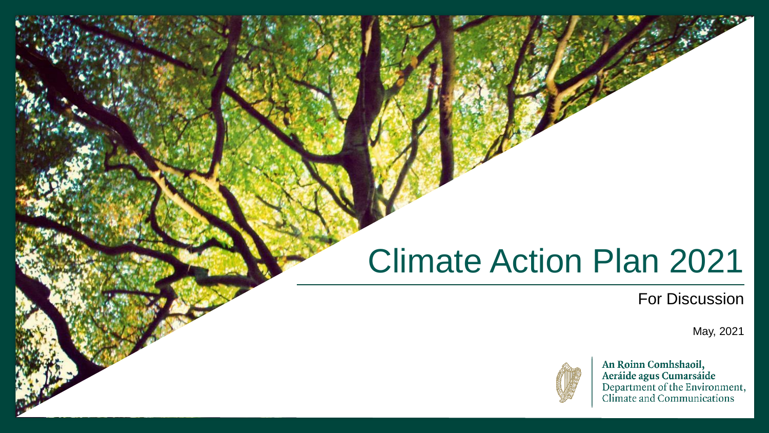# Climate Action Plan 2021

For Discussion

May, 2021

An Roinn Comhshaoil, Aeráide agus Cumarsáide
Department of the Environment, Climate and Communications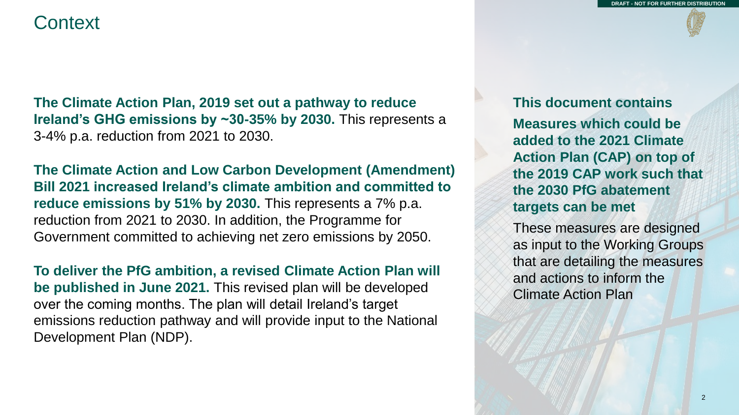# Context

**The Climate Action Plan, 2019 set out a pathway to reduce Ireland's GHG emissions by ~30-35% by 2030.** This represents a 3-4% p.a. reduction from 2021 to 2030.

**The Climate Action and Low Carbon Development (Amendment) Bill 2021 increased Ireland's climate ambition and committed to reduce emissions by 51% by 2030.** This represents a 7% p.a. reduction from 2021 to 2030. In addition, the Programme for Government committed to achieving net zero emissions by 2050.

**To deliver the PfG ambition, a revised Climate Action Plan will be published in June 2021.** This revised plan will be developed over the coming months. The plan will detail Ireland's target emissions reduction pathway and will provide input to the National Development Plan (NDP).

**This document contains**

**Measures which could be added to the 2021 Climate Action Plan (CAP) on top of the 2019 CAP work such that the 2030 PfG abatement targets can be met**

These measures are designed as input to the Working Groups that are detailing the measures and actions to inform the Climate Action Plan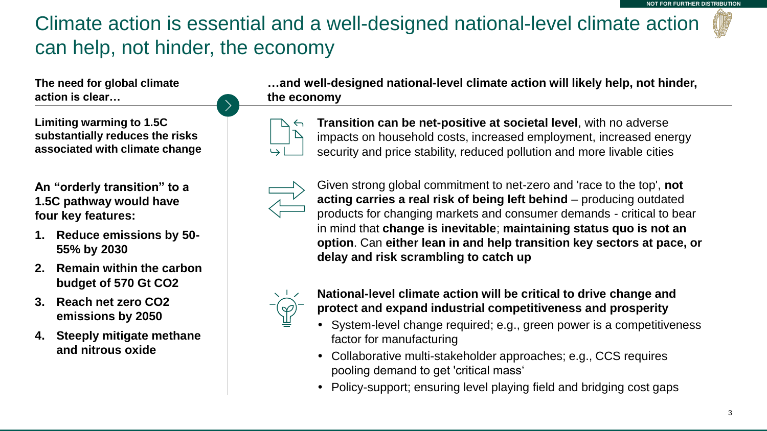# Climate action is essential and a well-designed national-level climate action can help, not hinder, the economy

**The need for global climate action is clear…**

**Limiting warming to 1.5C substantially reduces the risks associated with climate change**

**An “orderly transition” to a 1.5C pathway would have four key features:**

1. **Reduce emissions by 50-55% by 2030**
2. **Remain within the carbon budget of 570 Gt CO2**
3. **Reach net zero CO2 emissions by 2050**
4. **Steeply mitigate methane and nitrous oxide**

**…and well-designed national-level climate action will likely help, not hinder, the economy**

**Transition can be net-positive at societal level**, with no adverse impacts on household costs, increased employment, increased energy security and price stability, reduced pollution and more livable cities

Given strong global commitment to net-zero and 'race to the top', **not acting carries a real risk of being left behind** – producing outdated products for changing markets and consumer demands - critical to bear in mind that **change is inevitable**; **maintaining status quo is not an option**. Can **either lean in and help transition key sectors at pace, or delay and risk scrambling to catch up**

**National-level climate action will be critical to drive change and protect and expand industrial competitiveness and prosperity**

- System-level change required; e.g., green power is a competitiveness factor for manufacturing
- Collaborative multi-stakeholder approaches; e.g., CCS requires pooling demand to get 'critical mass'
- Policy-support; ensuring level playing field and bridging cost gaps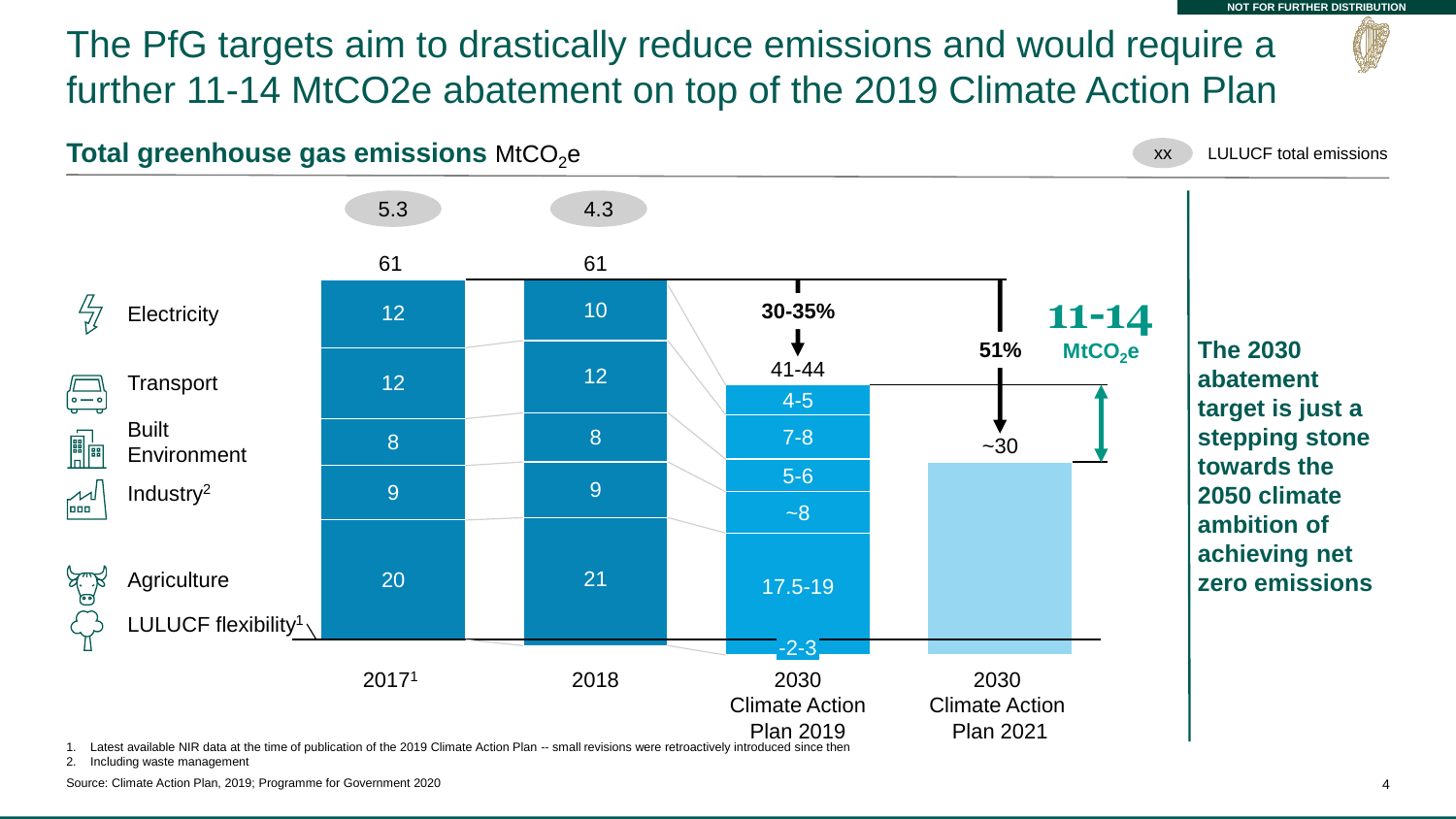# The PfG targets aim to drastically reduce emissions and would require a further 11-14 MtCO2e abatement on top of the 2019 Climate Action Plan

NOT FOR FURTHER DISTRIBUTION

**Total greenhouse gas emissions** $MtCO_2e$

XX LULUCF total emissions

| | 2017[1] | 2018 | 2030 Climate Action Plan 2019 | 2030 Climate Action Plan 2021 |
|---|---|---|---|---|
| LULUCF total emissions | 5.3 | 4.3 | | |
| Total | 61 | 61 | 41-44 | ~30 |
| Electricity | 12 | 10 | 4-5 | |
| Transport | 12 | 12 | 7-8 | |
| Built Environment | 8 | 8 | 5-6 | |
| Industry[2] | 9 | 9 | ~8 | |
| Agriculture | 20 | 21 | 17.5-19 | |
| LULUCF flexibility[1] | | | -2-3 | |

30-35%

51%

**11-14** $MtCO_2e$

**The 2030 abatement target is just a stepping stone towards the 2050 climate ambition of achieving net zero emissions**

1. Latest available NIR data at the time of publication of the 2019 Climate Action Plan -- small revisions were retroactively introduced since then
2. Including waste management

Source: Climate Action Plan, 2019; Programme for Government 2020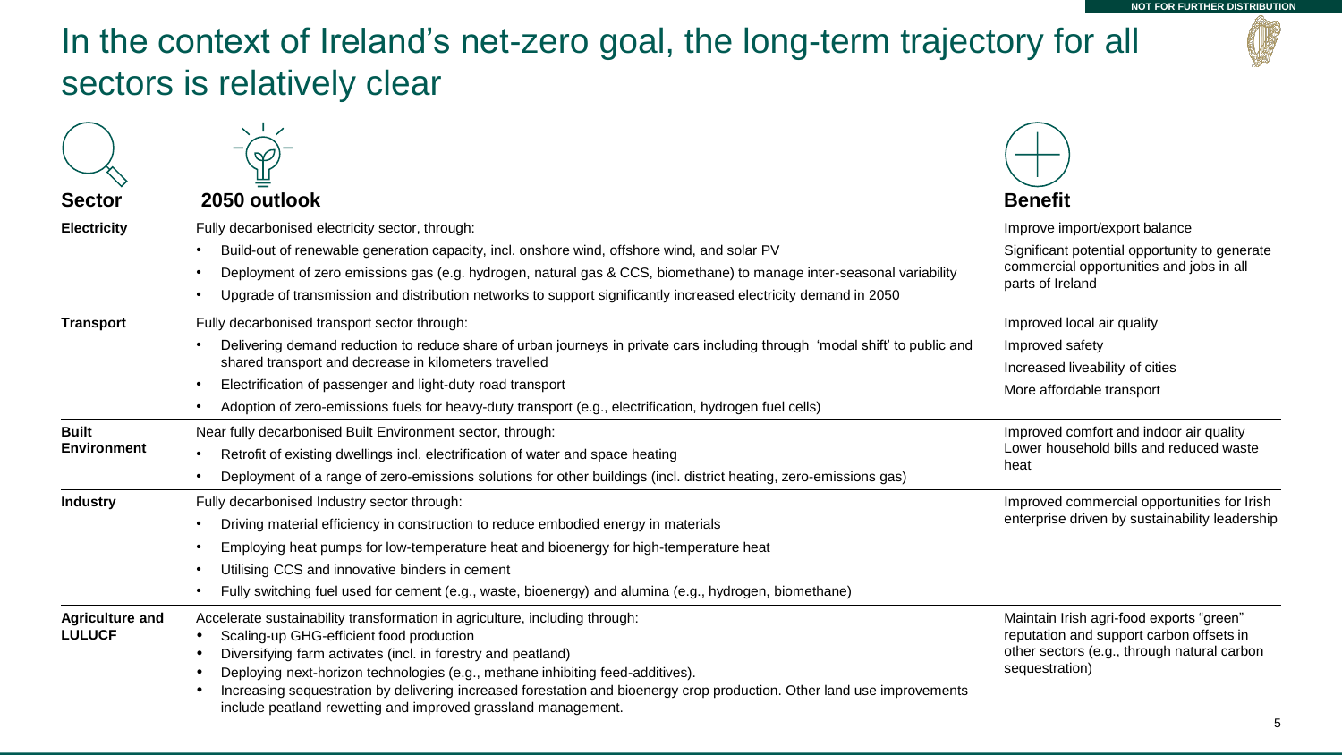# In the context of Ireland's net-zero goal, the long-term trajectory for all sectors is relatively clear

| Sector | 2050 outlook | Benefit |
|---|---|---|
| **Electricity** | Fully decarbonised electricity sector, through:<br>• Build-out of renewable generation capacity, incl. onshore wind, offshore wind, and solar PV<br>• Deployment of zero emissions gas (e.g. hydrogen, natural gas & CCS, biomethane) to manage inter-seasonal variability<br>• Upgrade of transmission and distribution networks to support significantly increased electricity demand in 2050 | Improve import/export balance<br>Significant potential opportunity to generate commercial opportunities and jobs in all parts of Ireland |
| **Transport** | Fully decarbonised transport sector through:<br>• Delivering demand reduction to reduce share of urban journeys in private cars including through 'modal shift' to public and shared transport and decrease in kilometers travelled<br>• Electrification of passenger and light-duty road transport<br>• Adoption of zero-emissions fuels for heavy-duty transport (e.g., electrification, hydrogen fuel cells) | Improved local air quality<br>Improved safety<br>Increased liveability of cities<br>More affordable transport |
| **Built Environment** | Near fully decarbonised Built Environment sector, through:<br>• Retrofit of existing dwellings incl. electrification of water and space heating<br>• Deployment of a range of zero-emissions solutions for other buildings (incl. district heating, zero-emissions gas) | Improved comfort and indoor air quality<br>Lower household bills and reduced waste heat |
| **Industry** | Fully decarbonised Industry sector through:<br>• Driving material efficiency in construction to reduce embodied energy in materials<br>• Employing heat pumps for low-temperature heat and bioenergy for high-temperature heat<br>• Utilising CCS and innovative binders in cement<br>• Fully switching fuel used for cement (e.g., waste, bioenergy) and alumina (e.g., hydrogen, biomethane) | Improved commercial opportunities for Irish enterprise driven by sustainability leadership |
| **Agriculture and LULUCF** | Accelerate sustainability transformation in agriculture, including through:<br>• Scaling-up GHG-efficient food production<br>• Diversifying farm activates (incl. in forestry and peatland)<br>• Deploying next-horizon technologies (e.g., methane inhibiting feed-additives).<br>• Increasing sequestration by delivering increased forestation and bioenergy crop production. Other land use improvements include peatland rewetting and improved grassland management. | Maintain Irish agri-food exports "green" reputation and support carbon offsets in other sectors (e.g., through natural carbon sequestration) |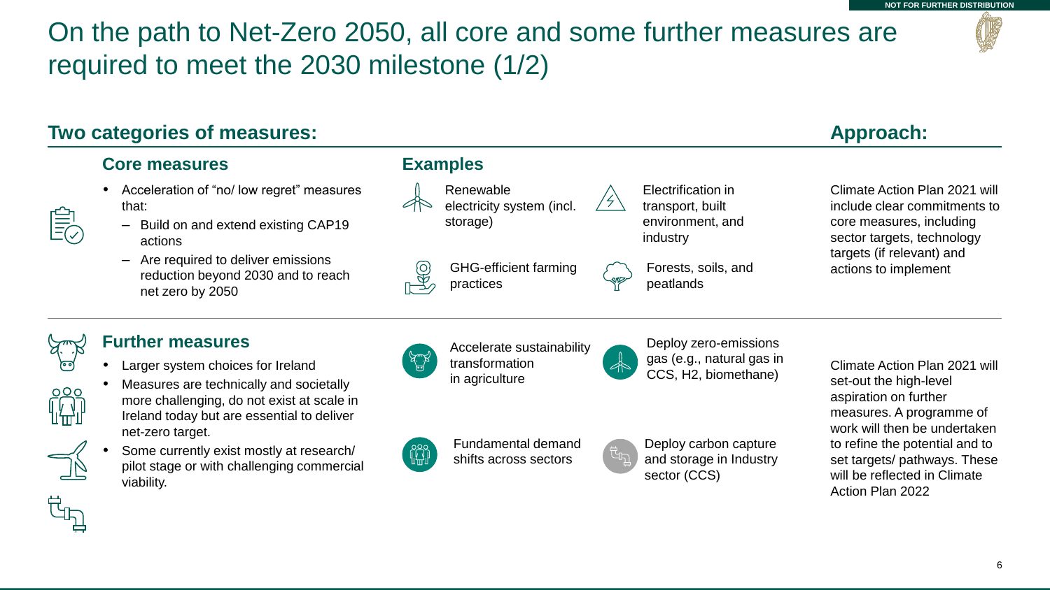# On the path to Net-Zero 2050, all core and some further measures are required to meet the 2030 milestone (1/2)

## Two categories of measures:

### Core measures

- Acceleration of “no/ low regret” measures that:
  - Build on and extend existing CAP19 actions
  - Are required to deliver emissions reduction beyond 2030 and to reach net zero by 2050

**Examples**

- Renewable electricity system (incl. storage)
- Electrification in transport, built environment, and industry
- GHG-efficient farming practices
- Forests, soils, and peatlands

**Approach:**

Climate Action Plan 2021 will include clear commitments to core measures, including sector targets, technology targets (if relevant) and actions to implement

### Further measures

- Larger system choices for Ireland
- Measures are technically and societally more challenging, do not exist at scale in Ireland today but are essential to deliver net-zero target.
- Some currently exist mostly at research/ pilot stage or with challenging commercial viability.

**Examples**

- Accelerate sustainability transformation in agriculture
- Deploy zero-emissions gas (e.g., natural gas in CCS, H2, biomethane)
- Fundamental demand shifts across sectors
- Deploy carbon capture and storage in Industry sector (CCS)

**Approach:**

Climate Action Plan 2021 will set-out the high-level aspiration on further measures. A programme of work will then be undertaken to refine the potential and to set targets/ pathways. These will be reflected in Climate Action Plan 2022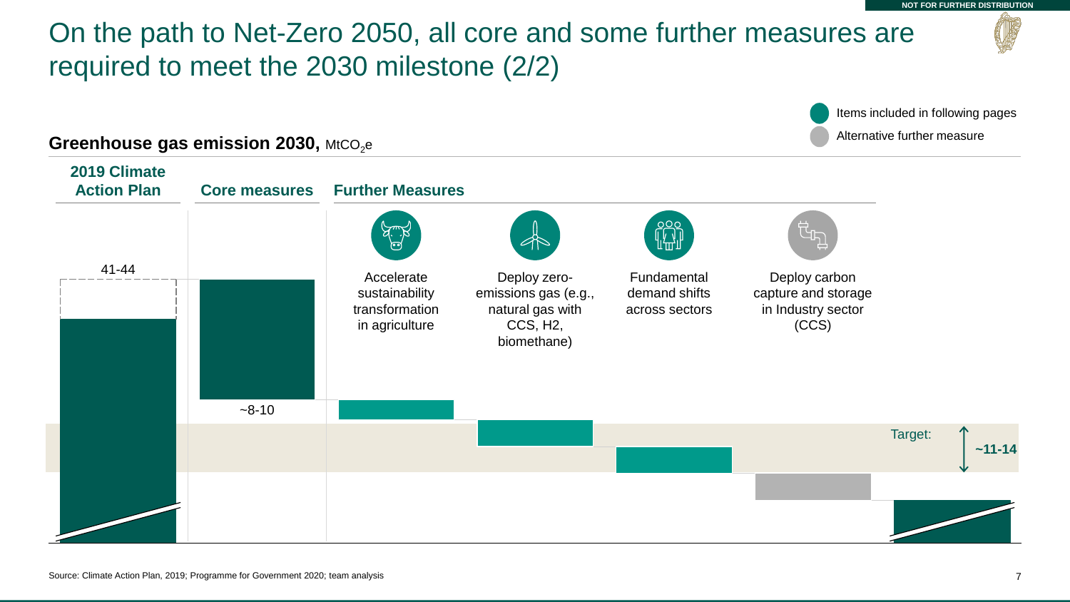NOT FOR FURTHER DISTRIBUTION

# On the path to Net-Zero 2050, all core and some further measures are required to meet the 2030 milestone (2/2)

- Items included in following pages
- Alternative further measure

**Greenhouse gas emission 2030,** $MtCO_2e$

**2019 Climate Action Plan**

41-44

**Core measures**

~8-10

**Further Measures**

- Accelerate sustainability transformation in agriculture
- Deploy zero-emissions gas (e.g., natural gas with CCS, H2, biomethane)
- Fundamental demand shifts across sectors
- Deploy carbon capture and storage in Industry sector (CCS)

Target: **~11-14**

Source: Climate Action Plan, 2019; Programme for Government 2020; team analysis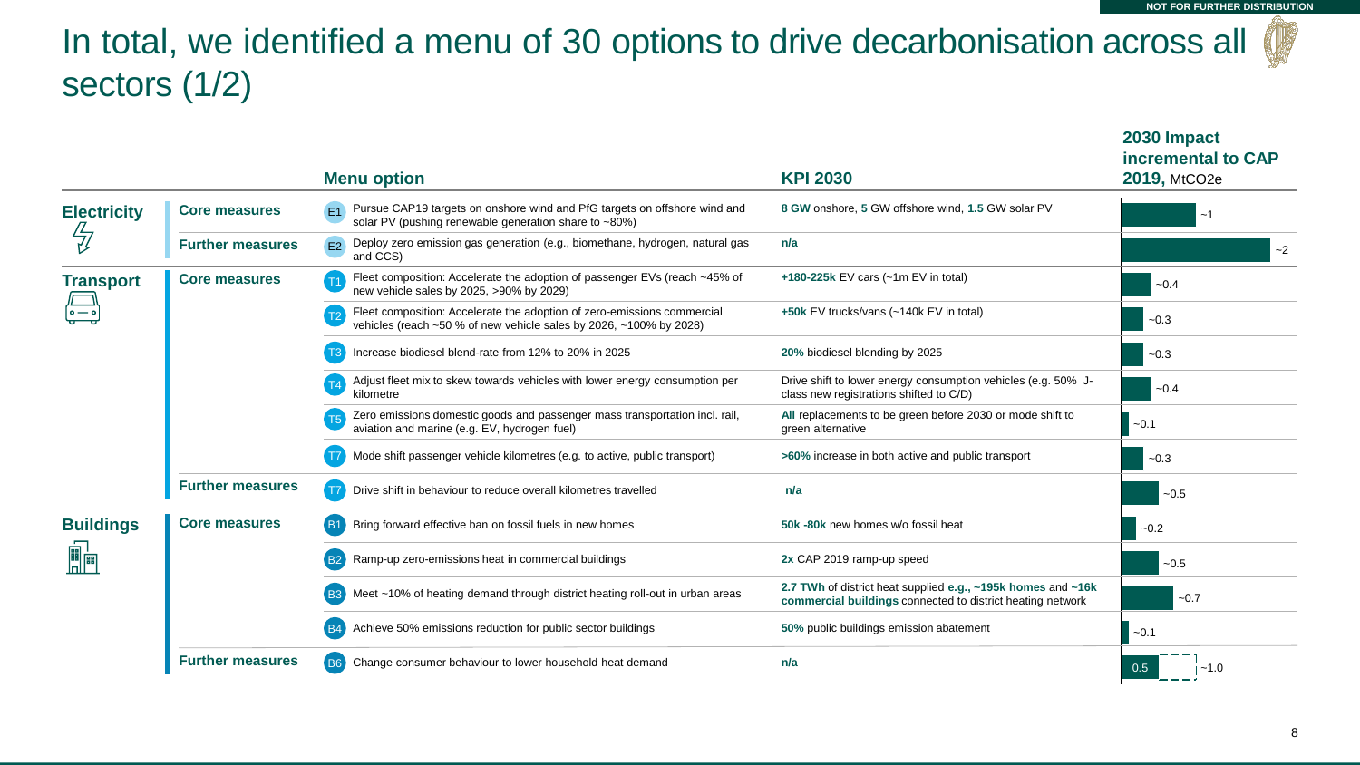NOT FOR FURTHER DISTRIBUTION

# In total, we identified a menu of 30 options to drive decarbonisation across all sectors (1/2)

| Sector | Measure type | ID | Menu option | KPI 2030 | 2030 Impact incremental to CAP 2019, MtCO2e |
|---|---|---|---|---|---|
| **Electricity** | **Core measures** | E1 | Pursue CAP19 targets on onshore wind and PfG targets on offshore wind and solar PV (pushing renewable generation share to ~80%) | **8 GW** onshore, **5** GW offshore wind, **1.5** GW solar PV | ~1 |
| | **Further measures** | E2 | Deploy zero emission gas generation (e.g., biomethane, hydrogen, natural gas and CCS) | **n/a** | ~2 |
| **Transport** | **Core measures** | T1 | Fleet composition: Accelerate the adoption of passenger EVs (reach ~45% of new vehicle sales by 2025, >90% by 2029) | **+180-225k** EV cars (~1m EV in total) | ~0.4 |
| | | T2 | Fleet composition: Accelerate the adoption of zero-emissions commercial vehicles (reach ~50 % of new vehicle sales by 2026, ~100% by 2028) | **+50k** EV trucks/vans (~140k EV in total) | ~0.3 |
| | | T3 | Increase biodiesel blend-rate from 12% to 20% in 2025 | **20%** biodiesel blending by 2025 | ~0.3 |
| | | T4 | Adjust fleet mix to skew towards vehicles with lower energy consumption per kilometre | Drive shift to lower energy consumption vehicles (e.g. 50% J-class new registrations shifted to C/D) | ~0.4 |
| | | T5 | Zero emissions domestic goods and passenger mass transportation incl. rail, aviation and marine (e.g. EV, hydrogen fuel) | **All** replacements to be green before 2030 or mode shift to green alternative | ~0.1 |
| | | T7 | Mode shift passenger vehicle kilometres (e.g. to active, public transport) | **>60%** increase in both active and public transport | ~0.3 |
| | **Further measures** | T7 | Drive shift in behaviour to reduce overall kilometres travelled | **n/a** | ~0.5 |
| **Buildings** | **Core measures** | B1 | Bring forward effective ban on fossil fuels in new homes | **50k -80k** new homes w/o fossil heat | ~0.2 |
| | | B2 | Ramp-up zero-emissions heat in commercial buildings | **2x** CAP 2019 ramp-up speed | ~0.5 |
| | | B3 | Meet ~10% of heating demand through district heating roll-out in urban areas | **2.7 TWh** of district heat supplied **e.g., ~195k homes** and **~16k commercial buildings** connected to district heating network | ~0.7 |
| | | B4 | Achieve 50% emissions reduction for public sector buildings | **50%** public buildings emission abatement | ~0.1 |
| | **Further measures** | B6 | Change consumer behaviour to lower household heat demand | **n/a** | 0.5 – ~1.0 |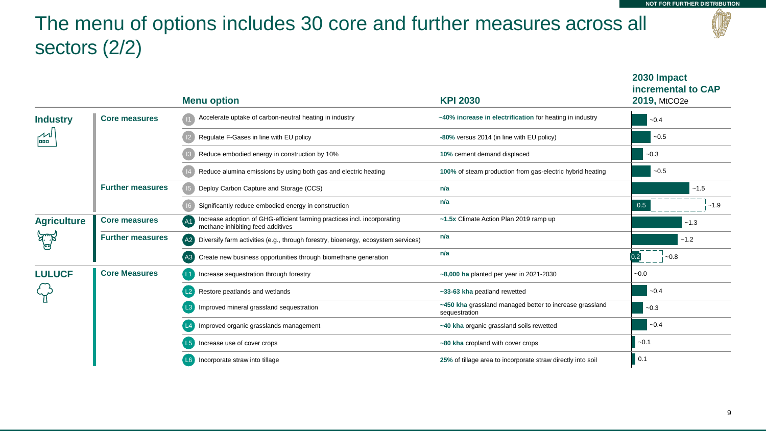# The menu of options includes 30 core and further measures across all sectors (2/2)

NOT FOR FURTHER DISTRIBUTION

| Sector | Measure type | Menu option | KPI 2030 | 2030 Impact incremental to CAP 2019, MtCO2e |
|---|---|---|---|---|
| **Industry** | **Core measures** | I1 Accelerate uptake of carbon-neutral heating in industry | **~40% increase in electrification** for heating in industry | ~0.4 |
| | | I2 Regulate F-Gases in line with EU policy | **-80%** versus 2014 (in line with EU policy) | ~0.5 |
| | | I3 Reduce embodied energy in construction by 10% | **10%** cement demand displaced | ~0.3 |
| | | I4 Reduce alumina emissions by using both gas and electric heating | **100%** of steam production from gas-electric hybrid heating | ~0.5 |
| | **Further measures** | I5 Deploy Carbon Capture and Storage (CCS) | **n/a** | ~1.5 |
| | | I6 Significantly reduce embodied energy in construction | **n/a** | 0.5 / ~1.9 |
| **Agriculture** | **Core measures** | A1 Increase adoption of GHG-efficient farming practices incl. incorporating methane inhibiting feed additives | **~1.5x** Climate Action Plan 2019 ramp up | ~1.3 |
| | **Further measures** | A2 Diversify farm activities (e.g., through forestry, bioenergy, ecosystem services) | **n/a** | ~1.2 |
| | | A3 Create new business opportunities through biomethane generation | **n/a** | 0.2 / ~0.8 |
| **LULUCF** | **Core Measures** | L1 Increase sequestration through forestry | **~8,000 ha** planted per year in 2021-2030 | ~0.0 |
| | | L2 Restore peatlands and wetlands | **~33-63 kha** peatland rewetted | ~0.4 |
| | | L3 Improved mineral grassland sequestration | **~450 kha** grassland managed better to increase grassland sequestration | ~0.3 |
| | | L4 Improved organic grasslands management | **~40 kha** organic grassland soils rewetted | ~0.4 |
| | | L5 Increase use of cover crops | **~80 kha** cropland with cover crops | ~0.1 |
| | | L6 Incorporate straw into tillage | **25%** of tillage area to incorporate straw directly into soil | 0.1 |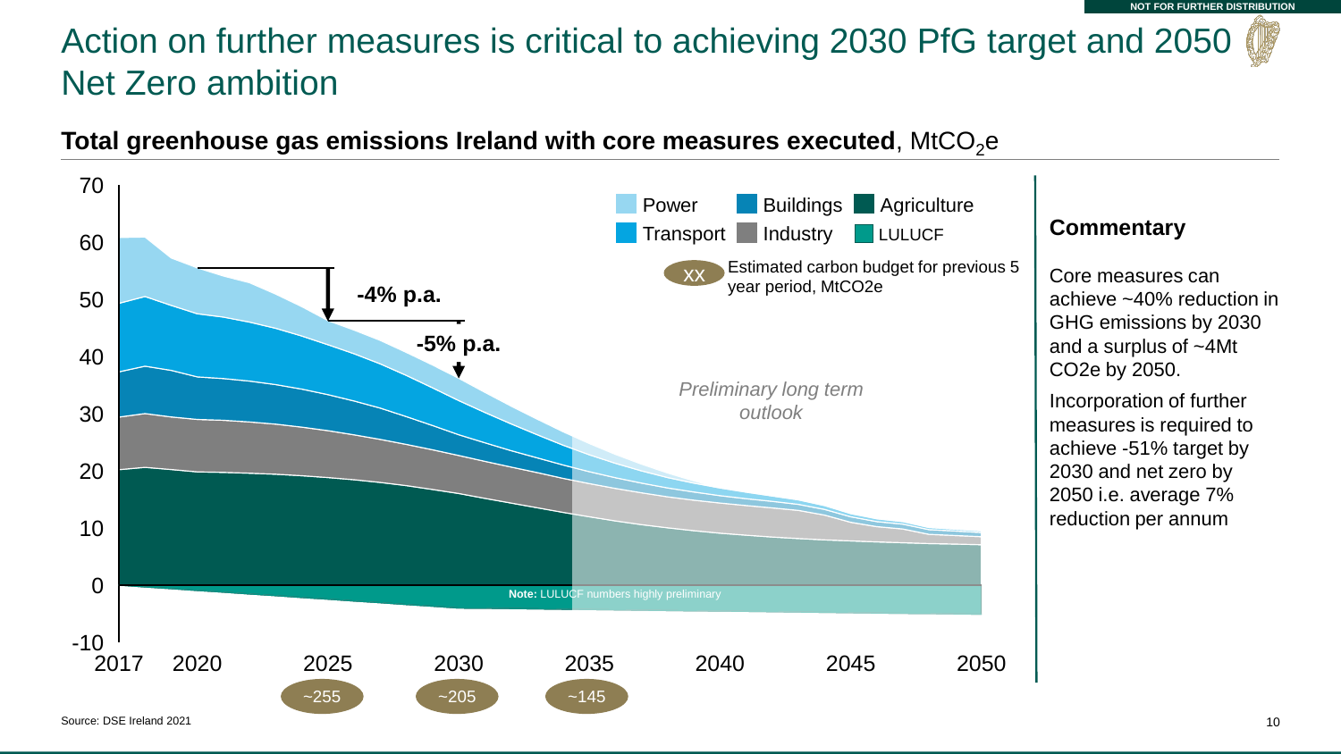# Action on further measures is critical to achieving 2030 PfG target and 2050 Net Zero ambition

**Total greenhouse gas emissions Ireland with core measures executed**, $MtCO_2e$

Power | Transport | Buildings | Industry | Agriculture | LULUCF

XX Estimated carbon budget for previous 5 year period, MtCO2e

-4% p.a.

-5% p.a.

*Preliminary long term outlook*

**Note:** LULUCF numbers highly preliminary

~255 | ~205 | ~145

## Commentary

Core measures can achieve ~40% reduction in GHG emissions by 2030 and a surplus of ~4Mt CO2e by 2050.

Incorporation of further measures is required to achieve -51% target by 2030 and net zero by 2050 i.e. average 7% reduction per annum

Source: DSE Ireland 2021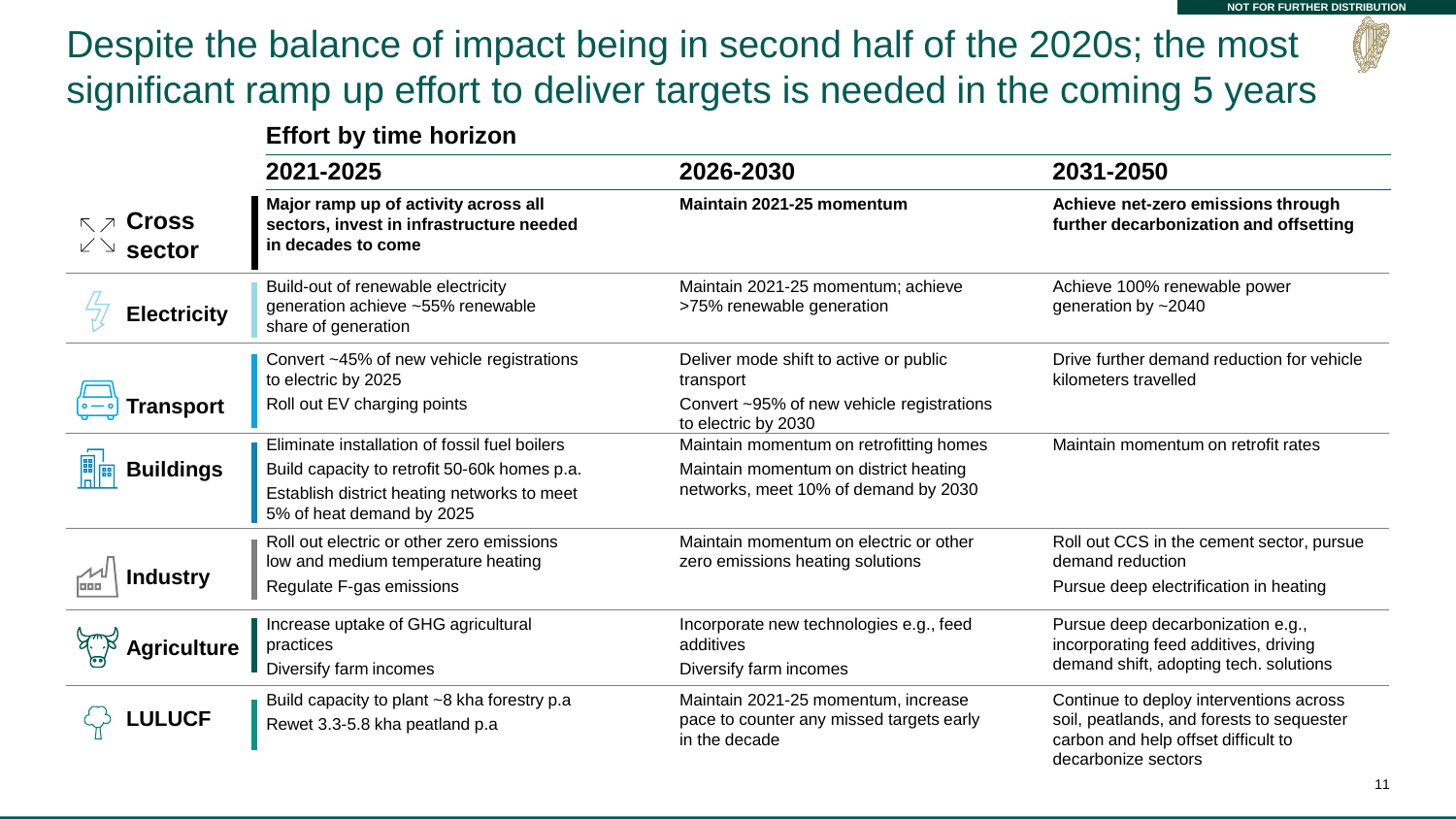# Despite the balance of impact being in second half of the 2020s; the most significant ramp up effort to deliver targets is needed in the coming 5 years

NOT FOR FURTHER DISTRIBUTION

**Effort by time horizon**

| | 2021-2025 | 2026-2030 | 2031-2050 |
|---|---|---|---|
| **Cross sector** | **Major ramp up of activity across all sectors, invest in infrastructure needed in decades to come** | **Maintain 2021-25 momentum** | **Achieve net-zero emissions through further decarbonization and offsetting** |
| **Electricity** | Build-out of renewable electricity generation achieve ~55% renewable share of generation | Maintain 2021-25 momentum; achieve >75% renewable generation | Achieve 100% renewable power generation by ~2040 |
| **Transport** | Convert ~45% of new vehicle registrations to electric by 2025<br>Roll out EV charging points | Deliver mode shift to active or public transport<br>Convert ~95% of new vehicle registrations to electric by 2030 | Drive further demand reduction for vehicle kilometers travelled |
| **Buildings** | Eliminate installation of fossil fuel boilers<br>Build capacity to retrofit 50-60k homes p.a.<br>Establish district heating networks to meet 5% of heat demand by 2025 | Maintain momentum on retrofitting homes<br>Maintain momentum on district heating networks, meet 10% of demand by 2030 | Maintain momentum on retrofit rates |
| **Industry** | Roll out electric or other zero emissions low and medium temperature heating<br>Regulate F-gas emissions | Maintain momentum on electric or other zero emissions heating solutions | Roll out CCS in the cement sector, pursue demand reduction<br>Pursue deep electrification in heating |
| **Agriculture** | Increase uptake of GHG agricultural practices<br>Diversify farm incomes | Incorporate new technologies e.g., feed additives<br>Diversify farm incomes | Pursue deep decarbonization e.g., incorporating feed additives, driving demand shift, adopting tech. solutions |
| **LULUCF** | Build capacity to plant ~8 kha forestry p.a<br>Rewet 3.3-5.8 kha peatland p.a | Maintain 2021-25 momentum, increase pace to counter any missed targets early in the decade | Continue to deploy interventions across soil, peatlands, and forests to sequester carbon and help offset difficult to decarbonize sectors |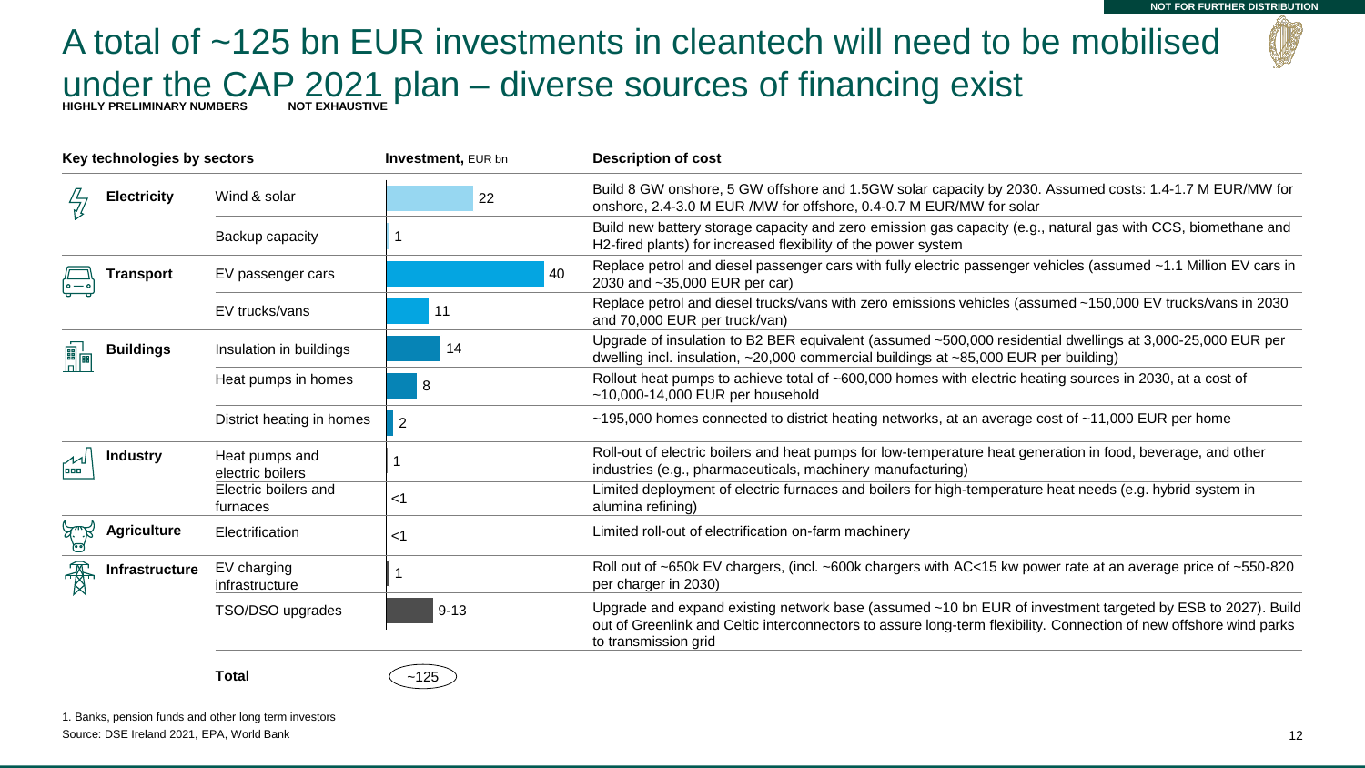NOT FOR FURTHER DISTRIBUTION

# A total of ~125 bn EUR investments in cleantech will need to be mobilised under the CAP 2021 plan – diverse sources of financing exist

**HIGHLY PRELIMINARY NUMBERS** **NOT EXHAUSTIVE**

| Key technologies by sectors | | Investment, EUR bn | Description of cost |
|---|---|---|---|
| **Electricity** | Wind & solar | 22 | Build 8 GW onshore, 5 GW offshore and 1.5GW solar capacity by 2030. Assumed costs: 1.4-1.7 M EUR/MW for onshore, 2.4-3.0 M EUR /MW for offshore, 0.4-0.7 M EUR/MW for solar |
| | Backup capacity | 1 | Build new battery storage capacity and zero emission gas capacity (e.g., natural gas with CCS, biomethane and H2-fired plants) for increased flexibility of the power system |
| **Transport** | EV passenger cars | 40 | Replace petrol and diesel passenger cars with fully electric passenger vehicles (assumed ~1.1 Million EV cars in 2030 and ~35,000 EUR per car) |
| | EV trucks/vans | 11 | Replace petrol and diesel trucks/vans with zero emissions vehicles (assumed ~150,000 EV trucks/vans in 2030 and 70,000 EUR per truck/van) |
| **Buildings** | Insulation in buildings | 14 | Upgrade of insulation to B2 BER equivalent (assumed ~500,000 residential dwellings at 3,000-25,000 EUR per dwelling incl. insulation, ~20,000 commercial buildings at ~85,000 EUR per building) |
| | Heat pumps in homes | 8 | Rollout heat pumps to achieve total of ~600,000 homes with electric heating sources in 2030, at a cost of ~10,000-14,000 EUR per household |
| | District heating in homes | 2 | ~195,000 homes connected to district heating networks, at an average cost of ~11,000 EUR per home |
| **Industry** | Heat pumps and electric boilers | 1 | Roll-out of electric boilers and heat pumps for low-temperature heat generation in food, beverage, and other industries (e.g., pharmaceuticals, machinery manufacturing) |
| | Electric boilers and furnaces | <1 | Limited deployment of electric furnaces and boilers for high-temperature heat needs (e.g. hybrid system in alumina refining) |
| **Agriculture** | Electrification | <1 | Limited roll-out of electrification on-farm machinery |
| **Infrastructure** | EV charging infrastructure | 1 | Roll out of ~650k EV chargers, (incl. ~600k chargers with AC<15 kw power rate at an average price of ~550-820 per charger in 2030) |
| | TSO/DSO upgrades | 9-13 | Upgrade and expand existing network base (assumed ~10 bn EUR of investment targeted by ESB to 2027). Build out of Greenlink and Celtic interconnectors to assure long-term flexibility. Connection of new offshore wind parks to transmission grid |
| | **Total** | ~125 | |

1. Banks, pension funds and other long term investors

Source: DSE Ireland 2021, EPA, World Bank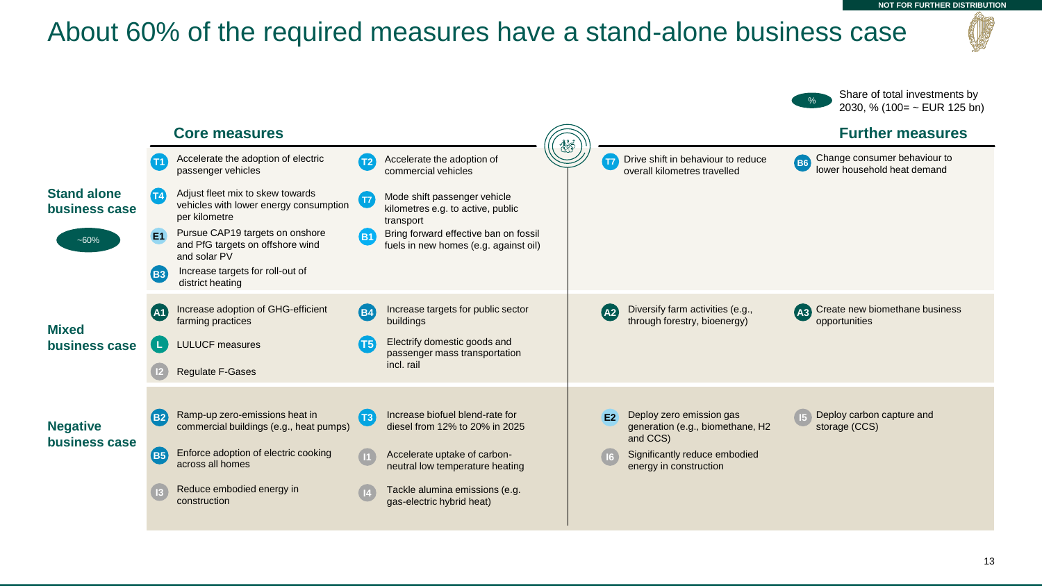NOT FOR FURTHER DISTRIBUTION

# About 60% of the required measures have a stand-alone business case

% Share of total investments by 2030, % (100= ~ EUR 125 bn)

| | Core measures | | Further measures | |
|---|---|---|---|---|
| **Stand alone business case** (~60%) | T1 Accelerate the adoption of electric passenger vehicles<br>T4 Adjust fleet mix to skew towards vehicles with lower energy consumption per kilometre<br>E1 Pursue CAP19 targets on onshore and PfG targets on offshore wind and solar PV<br>B3 Increase targets for roll-out of district heating | T2 Accelerate the adoption of commercial vehicles<br>T7 Mode shift passenger vehicle kilometres e.g. to active, public transport<br>B1 Bring forward effective ban on fossil fuels in new homes (e.g. against oil) | T7 Drive shift in behaviour to reduce overall kilometres travelled | B6 Change consumer behaviour to lower household heat demand |
| **Mixed business case** | A1 Increase adoption of GHG-efficient farming practices<br>L LULUCF measures<br>I2 Regulate F-Gases | B4 Increase targets for public sector buildings<br>T5 Electrify domestic goods and passenger mass transportation incl. rail | A2 Diversify farm activities (e.g., through forestry, bioenergy) | A3 Create new biomethane business opportunities |
| **Negative business case** | B2 Ramp-up zero-emissions heat in commercial buildings (e.g., heat pumps)<br>B5 Enforce adoption of electric cooking across all homes<br>I3 Reduce embodied energy in construction | T3 Increase biofuel blend-rate for diesel from 12% to 20% in 2025<br>I1 Accelerate uptake of carbon-neutral low temperature heating<br>I4 Tackle alumina emissions (e.g. gas-electric hybrid heat) | E2 Deploy zero emission gas generation (e.g., biomethane, H2 and CCS)<br>I6 Significantly reduce embodied energy in construction | I5 Deploy carbon capture and storage (CCS) |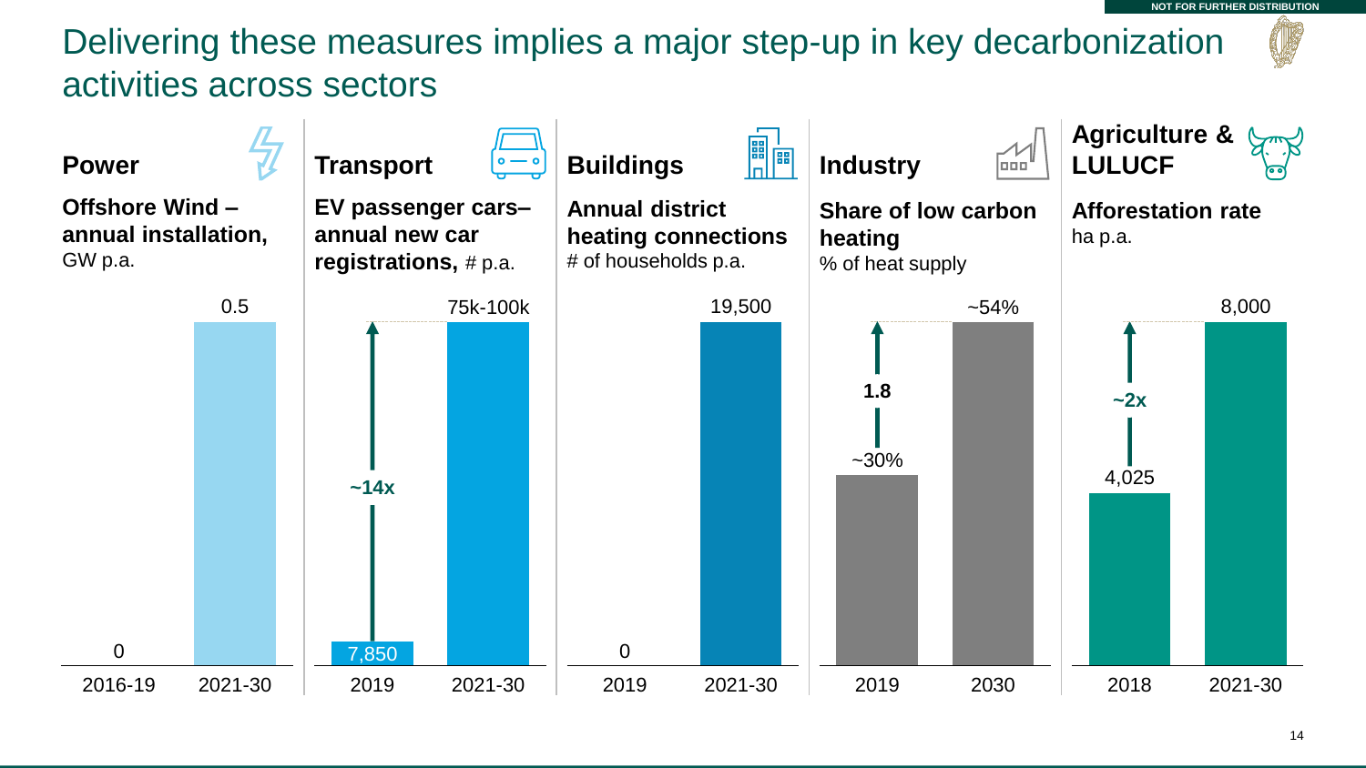# Delivering these measures implies a major step-up in key decarbonization activities across sectors

## Power

**Offshore Wind – annual installation,** GW p.a.

| 2016-19 | 2021-30 |
|---|---|
| 0 | 0.5 |

## Transport

**EV passenger cars– annual new car registrations,** # p.a.

| 2019 | 2021-30 |
|---|---|
| 7,850 | 75k-100k |

~14x

## Buildings

**Annual district heating connections**
# of households p.a.

| 2019 | 2021-30 |
|---|---|
| 0 | 19,500 |

## Industry

**Share of low carbon heating**
% of heat supply

| 2019 | 2030 |
|---|---|
| ~30% | ~54% |

1.8

## Agriculture & LULUCF

**Afforestation rate**
ha p.a.

| 2018 | 2021-30 |
|---|---|
| 4,025 | 8,000 |

~2x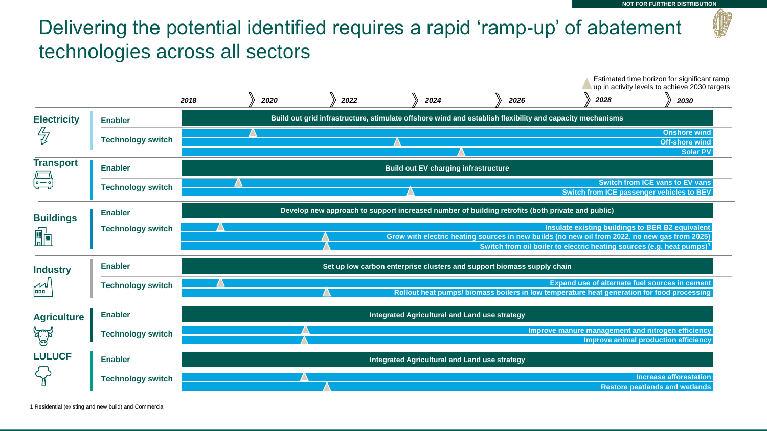# Delivering the potential identified requires a rapid 'ramp-up' of abatement technologies across all sectors

Estimated time horizon for significant ramp up in activity levels to achieve 2030 targets

Timeline: *2018* | *2020* | *2022* | *2024* | *2026* | *2028* | *2030*

| Sector | Type | Action |
| --- | --- | --- |
| **Electricity** | **Enabler** | **Build out grid infrastructure, stimulate offshore wind and establish flexibility and capacity mechanisms** |
| | **Technology switch** | **Onshore wind** |
| | | **Off-shore wind** |
| | | **Solar PV** |
| **Transport** | **Enabler** | **Build out EV charging infrastructure** |
| | **Technology switch** | **Switch from ICE vans to EV vans** |
| | | **Switch from ICE passenger vehicles to BEV** |
| **Buildings** | **Enabler** | **Develop new approach to support increased number of building retrofits (both private and public)** |
| | **Technology switch** | **Insulate existing buildings to BER B2 equivalent** |
| | | **Grow with electric heating sources in new builds (no new oil from 2022, no new gas from 2025)** |
| | | **Switch from oil boiler to electric heating sources (e.g. heat pumps)[1]** |
| **Industry** | **Enabler** | **Set up low carbon enterprise clusters and support biomass supply chain** |
| | **Technology switch** | **Expand use of alternate fuel sources in cement** |
| | | **Rollout heat pumps/ biomass boilers in low temperature heat generation for food processing** |
| **Agriculture** | **Enabler** | **Integrated Agricultural and Land use strategy** |
| | **Technology switch** | **Improve manure management and nitrogen efficiency** |
| | | **Improve animal production efficiency** |
| **LULUCF** | **Enabler** | **Integrated Agricultural and Land use strategy** |
| | **Technology switch** | **Increase afforestation** |
| | | **Restore peatlands and wetlands** |

1 Residential (existing and new build) and Commercial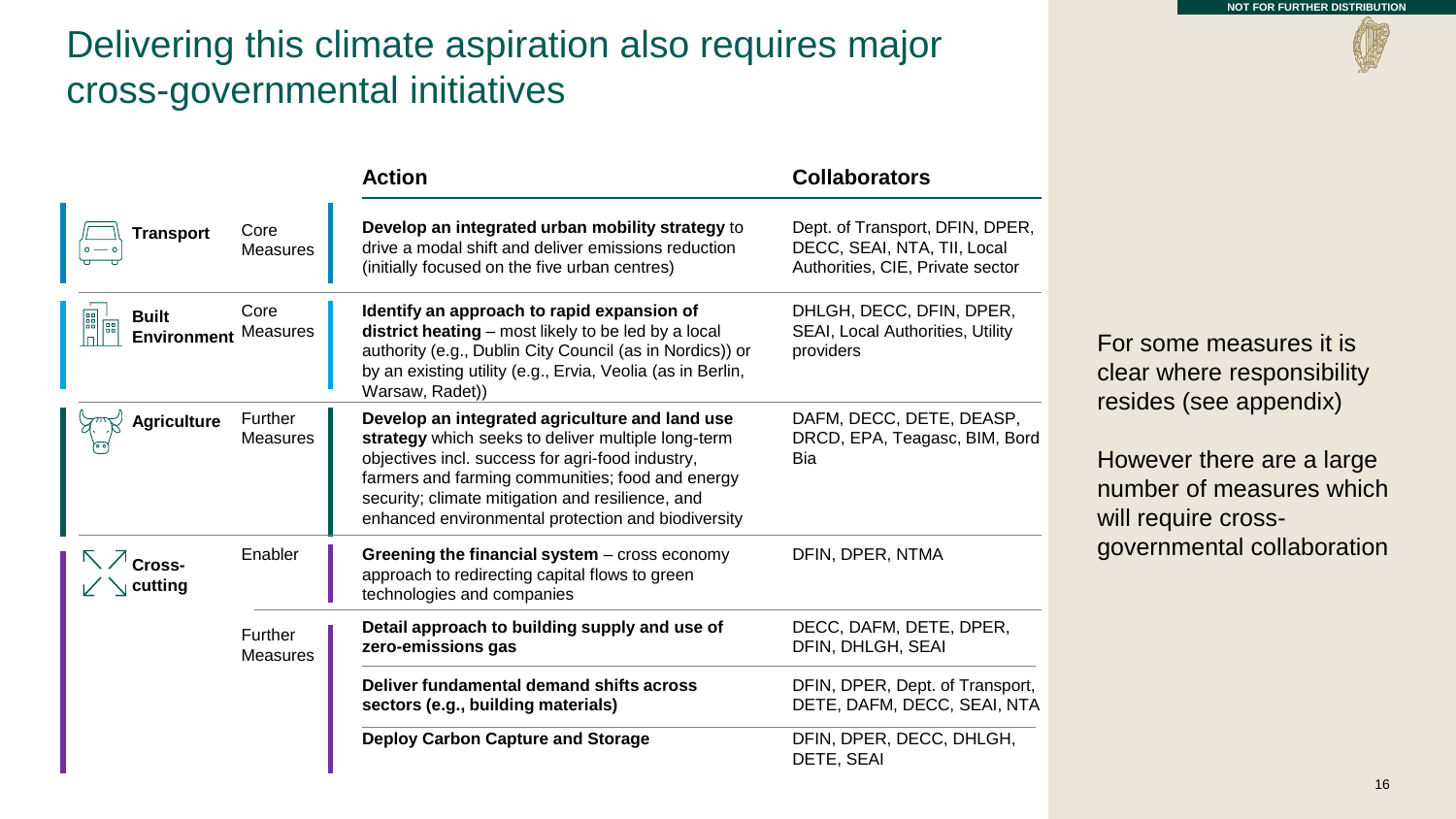# Delivering this climate aspiration also requires major cross-governmental initiatives

| | | Action | Collaborators |
|---|---|---|---|
| **Transport** | Core Measures | **Develop an integrated urban mobility strategy** to drive a modal shift and deliver emissions reduction (initially focused on the five urban centres) | Dept. of Transport, DFIN, DPER, DECC, SEAI, NTA, TII, Local Authorities, CIE, Private sector |
| **Built Environment** | Core Measures | **Identify an approach to rapid expansion of district heating** – most likely to be led by a local authority (e.g., Dublin City Council (as in Nordics)) or by an existing utility (e.g., Ervia, Veolia (as in Berlin, Warsaw, Radet)) | DHLGH, DECC, DFIN, DPER, SEAI, Local Authorities, Utility providers |
| **Agriculture** | Further Measures | **Develop an integrated agriculture and land use strategy** which seeks to deliver multiple long-term objectives incl. success for agri-food industry, farmers and farming communities; food and energy security; climate mitigation and resilience, and enhanced environmental protection and biodiversity | DAFM, DECC, DETE, DEASP, DRCD, EPA, Teagasc, BIM, Bord Bia |
| **Cross-cutting** | Enabler | **Greening the financial system** – cross economy approach to redirecting capital flows to green technologies and companies | DFIN, DPER, NTMA |
| | Further Measures | **Detail approach to building supply and use of zero-emissions gas** | DECC, DAFM, DETE, DPER, DFIN, DHLGH, SEAI |
| | | **Deliver fundamental demand shifts across sectors (e.g., building materials)** | DFIN, DPER, Dept. of Transport, DETE, DAFM, DECC, SEAI, NTA |
| | | **Deploy Carbon Capture and Storage** | DFIN, DPER, DECC, DHLGH, DETE, SEAI |

For some measures it is clear where responsibility resides (see appendix)

However there are a large number of measures which will require cross-governmental collaboration